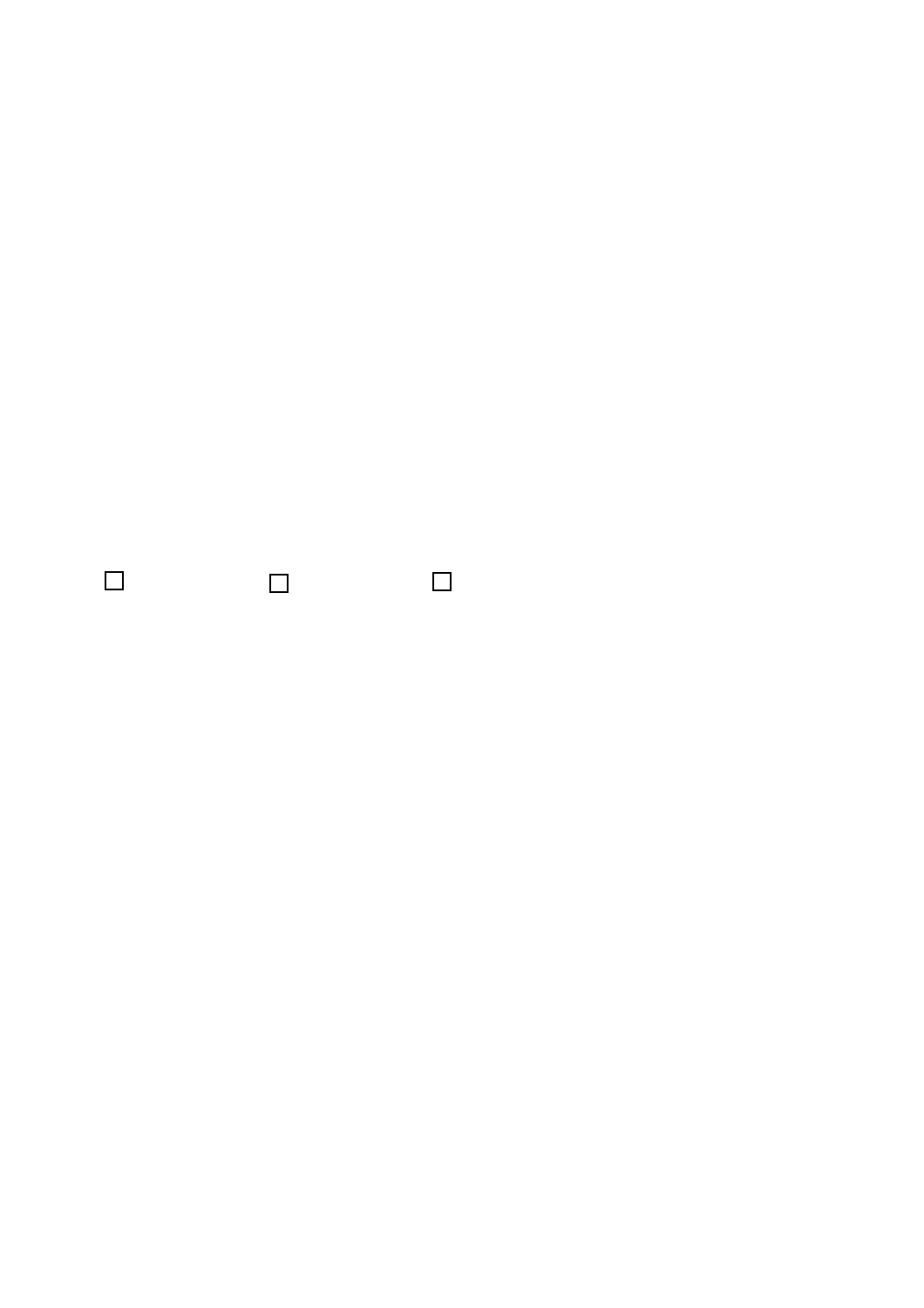$\Box$  $\Box$  $\Box$